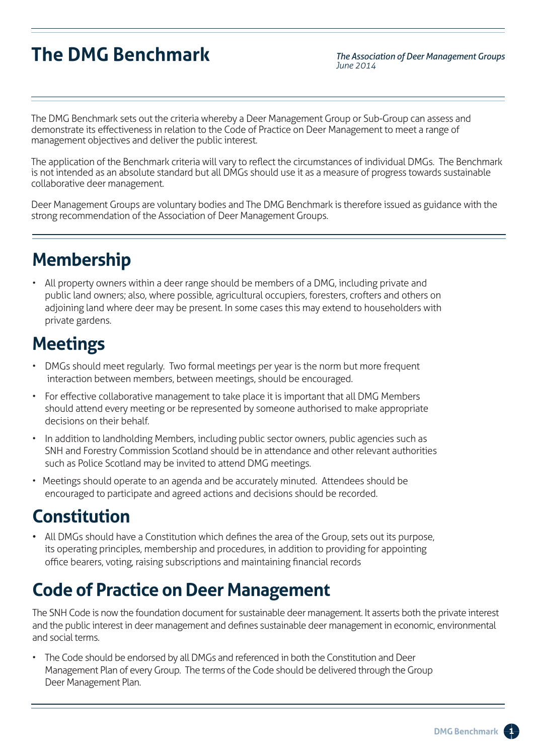# The DMG Benchmark

*The Association of Deer Management Groups*
*June 2014*

The DMG Benchmark sets out the criteria whereby a Deer Management Group or Sub-Group can assess and demonstrate its effectiveness in relation to the Code of Practice on Deer Management to meet a range of management objectives and deliver the public interest.

The application of the Benchmark criteria will vary to reflect the circumstances of individual DMGs. The Benchmark is not intended as an absolute standard but all DMGs should use it as a measure of progress towards sustainable collaborative deer management.

Deer Management Groups are voluntary bodies and The DMG Benchmark is therefore issued as guidance with the strong recommendation of the Association of Deer Management Groups.

## Membership

- All property owners within a deer range should be members of a DMG, including private and public land owners; also, where possible, agricultural occupiers, foresters, crofters and others on adjoining land where deer may be present. In some cases this may extend to householders with private gardens.

## Meetings

- DMGs should meet regularly. Two formal meetings per year is the norm but more frequent interaction between members, between meetings, should be encouraged.
- For effective collaborative management to take place it is important that all DMG Members should attend every meeting or be represented by someone authorised to make appropriate decisions on their behalf.
- In addition to landholding Members, including public sector owners, public agencies such as SNH and Forestry Commission Scotland should be in attendance and other relevant authorities such as Police Scotland may be invited to attend DMG meetings.
- Meetings should operate to an agenda and be accurately minuted. Attendees should be encouraged to participate and agreed actions and decisions should be recorded.

## Constitution

- All DMGs should have a Constitution which defines the area of the Group, sets out its purpose, its operating principles, membership and procedures, in addition to providing for appointing office bearers, voting, raising subscriptions and maintaining financial records

## Code of Practice on Deer Management

The SNH Code is now the foundation document for sustainable deer management. It asserts both the private interest and the public interest in deer management and defines sustainable deer management in economic, environmental and social terms.

- The Code should be endorsed by all DMGs and referenced in both the Constitution and Deer Management Plan of every Group. The terms of the Code should be delivered through the Group Deer Management Plan.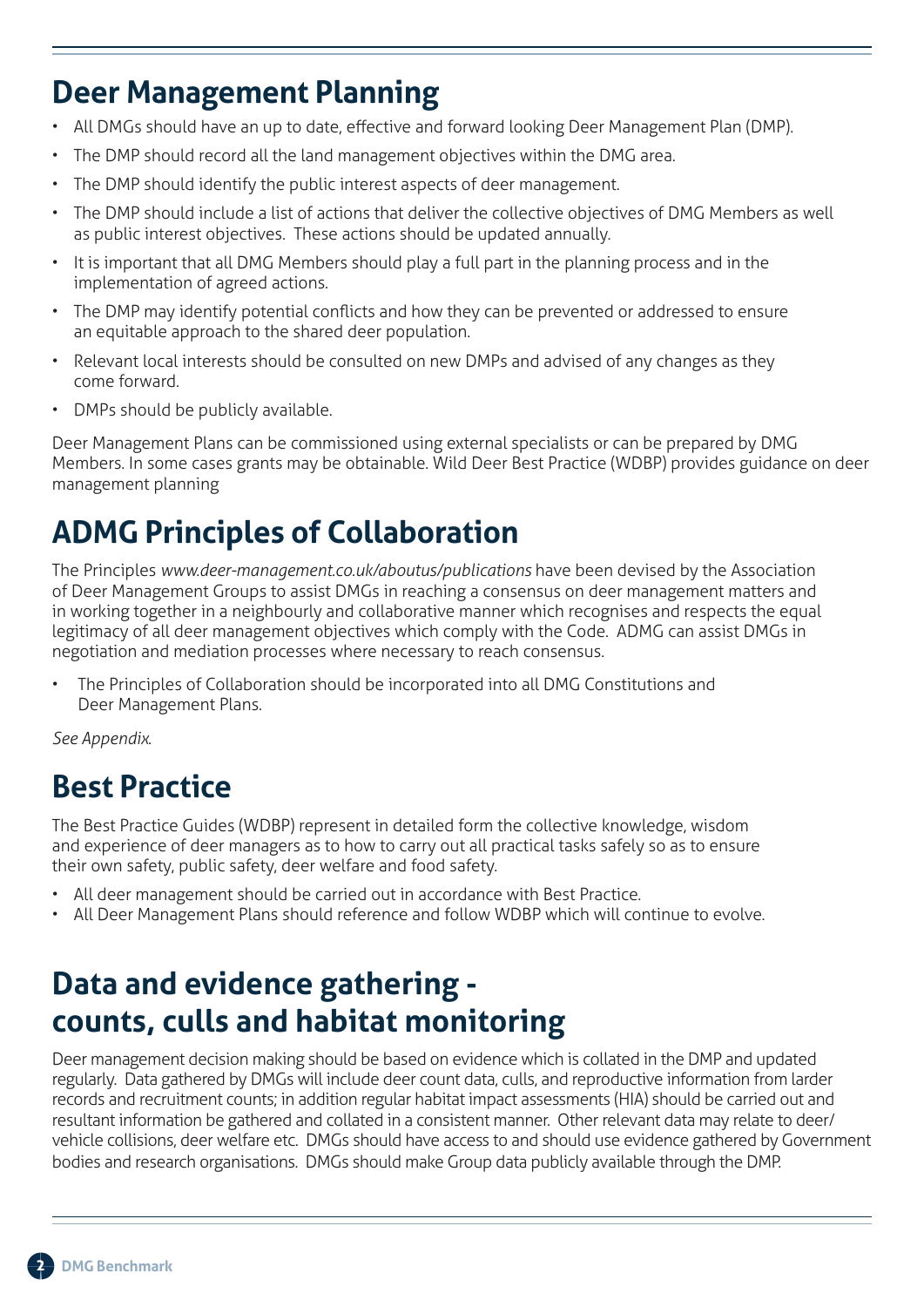## Deer Management Planning

- All DMGs should have an up to date, effective and forward looking Deer Management Plan (DMP).
- The DMP should record all the land management objectives within the DMG area.
- The DMP should identify the public interest aspects of deer management.
- The DMP should include a list of actions that deliver the collective objectives of DMG Members as well as public interest objectives. These actions should be updated annually.
- It is important that all DMG Members should play a full part in the planning process and in the implementation of agreed actions.
- The DMP may identify potential conflicts and how they can be prevented or addressed to ensure an equitable approach to the shared deer population.
- Relevant local interests should be consulted on new DMPs and advised of any changes as they come forward.
- DMPs should be publicly available.

Deer Management Plans can be commissioned using external specialists or can be prepared by DMG Members. In some cases grants may be obtainable. Wild Deer Best Practice (WDBP) provides guidance on deer management planning

## ADMG Principles of Collaboration

The Principles *www.deer-management.co.uk/aboutus/publications* have been devised by the Association of Deer Management Groups to assist DMGs in reaching a consensus on deer management matters and in working together in a neighbourly and collaborative manner which recognises and respects the equal legitimacy of all deer management objectives which comply with the Code. ADMG can assist DMGs in negotiation and mediation processes where necessary to reach consensus.

- The Principles of Collaboration should be incorporated into all DMG Constitutions and Deer Management Plans.

*See Appendix.*

## Best Practice

The Best Practice Guides (WDBP) represent in detailed form the collective knowledge, wisdom and experience of deer managers as to how to carry out all practical tasks safely so as to ensure their own safety, public safety, deer welfare and food safety.

- All deer management should be carried out in accordance with Best Practice.
- All Deer Management Plans should reference and follow WDBP which will continue to evolve.

## Data and evidence gathering - counts, culls and habitat monitoring

Deer management decision making should be based on evidence which is collated in the DMP and updated regularly. Data gathered by DMGs will include deer count data, culls, and reproductive information from larder records and recruitment counts; in addition regular habitat impact assessments (HIA) should be carried out and resultant information be gathered and collated in a consistent manner. Other relevant data may relate to deer/vehicle collisions, deer welfare etc. DMGs should have access to and should use evidence gathered by Government bodies and research organisations. DMGs should make Group data publicly available through the DMP.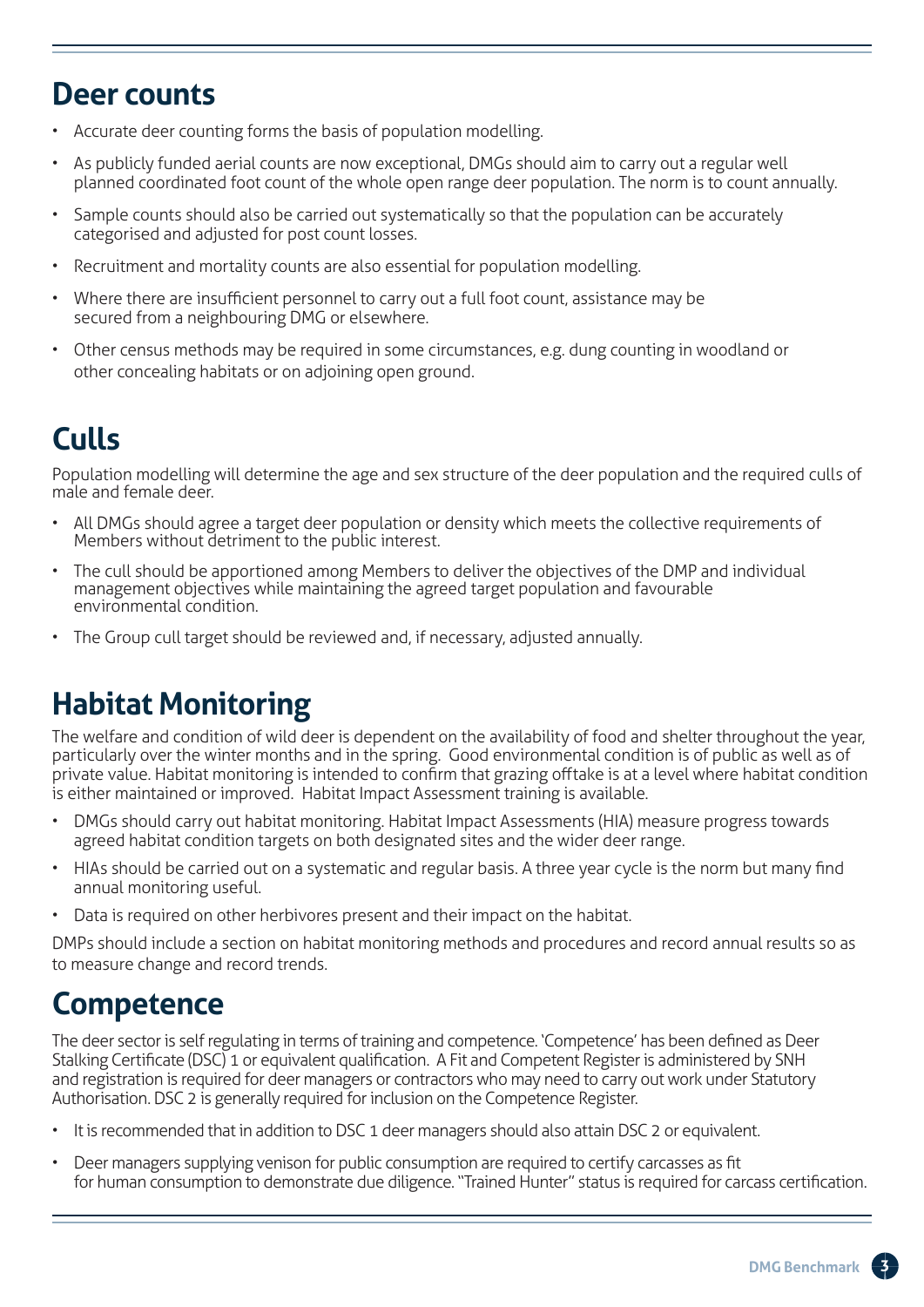## Deer counts

- Accurate deer counting forms the basis of population modelling.
- As publicly funded aerial counts are now exceptional, DMGs should aim to carry out a regular well planned coordinated foot count of the whole open range deer population. The norm is to count annually.
- Sample counts should also be carried out systematically so that the population can be accurately categorised and adjusted for post count losses.
- Recruitment and mortality counts are also essential for population modelling.
- Where there are insufficient personnel to carry out a full foot count, assistance may be secured from a neighbouring DMG or elsewhere.
- Other census methods may be required in some circumstances, e.g. dung counting in woodland or other concealing habitats or on adjoining open ground.

## Culls

Population modelling will determine the age and sex structure of the deer population and the required culls of male and female deer.

- All DMGs should agree a target deer population or density which meets the collective requirements of Members without detriment to the public interest.
- The cull should be apportioned among Members to deliver the objectives of the DMP and individual management objectives while maintaining the agreed target population and favourable environmental condition.
- The Group cull target should be reviewed and, if necessary, adjusted annually.

## Habitat Monitoring

The welfare and condition of wild deer is dependent on the availability of food and shelter throughout the year, particularly over the winter months and in the spring. Good environmental condition is of public as well as of private value. Habitat monitoring is intended to confirm that grazing offtake is at a level where habitat condition is either maintained or improved. Habitat Impact Assessment training is available.

- DMGs should carry out habitat monitoring. Habitat Impact Assessments (HIA) measure progress towards agreed habitat condition targets on both designated sites and the wider deer range.
- HIAs should be carried out on a systematic and regular basis. A three year cycle is the norm but many find annual monitoring useful.
- Data is required on other herbivores present and their impact on the habitat.

DMPs should include a section on habitat monitoring methods and procedures and record annual results so as to measure change and record trends.

## Competence

The deer sector is self regulating in terms of training and competence. 'Competence' has been defined as Deer Stalking Certificate (DSC) 1 or equivalent qualification. A Fit and Competent Register is administered by SNH and registration is required for deer managers or contractors who may need to carry out work under Statutory Authorisation. DSC 2 is generally required for inclusion on the Competence Register.

- It is recommended that in addition to DSC 1 deer managers should also attain DSC 2 or equivalent.
- Deer managers supplying venison for public consumption are required to certify carcasses as fit for human consumption to demonstrate due diligence. "Trained Hunter" status is required for carcass certification.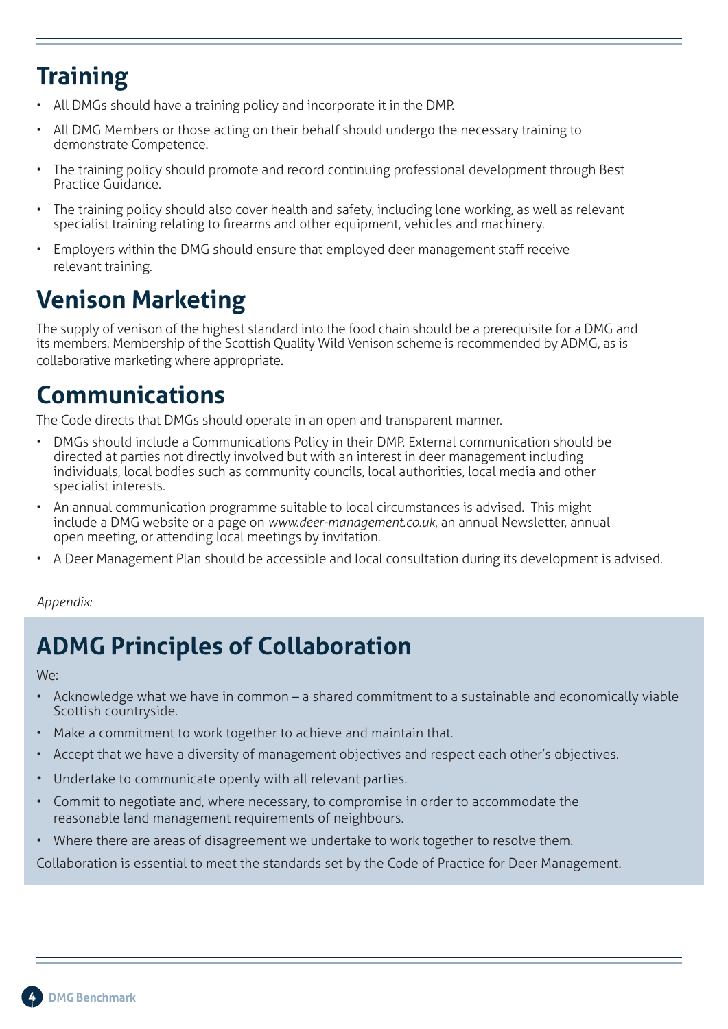## Training

- All DMGs should have a training policy and incorporate it in the DMP.
- All DMG Members or those acting on their behalf should undergo the necessary training to demonstrate Competence.
- The training policy should promote and record continuing professional development through Best Practice Guidance.
- The training policy should also cover health and safety, including lone working, as well as relevant specialist training relating to firearms and other equipment, vehicles and machinery.
- Employers within the DMG should ensure that employed deer management staff receive relevant training.

## Venison Marketing

The supply of venison of the highest standard into the food chain should be a prerequisite for a DMG and its members. Membership of the Scottish Quality Wild Venison scheme is recommended by ADMG, as is collaborative marketing where appropriate.

## Communications

The Code directs that DMGs should operate in an open and transparent manner.

- DMGs should include a Communications Policy in their DMP. External communication should be directed at parties not directly involved but with an interest in deer management including individuals, local bodies such as community councils, local authorities, local media and other specialist interests.
- An annual communication programme suitable to local circumstances is advised. This might include a DMG website or a page on *www.deer-management.co.uk*, an annual Newsletter, annual open meeting, or attending local meetings by invitation.
- A Deer Management Plan should be accessible and local consultation during its development is advised.

*Appendix:*

## ADMG Principles of Collaboration

We:

- Acknowledge what we have in common – a shared commitment to a sustainable and economically viable Scottish countryside.
- Make a commitment to work together to achieve and maintain that.
- Accept that we have a diversity of management objectives and respect each other's objectives.
- Undertake to communicate openly with all relevant parties.
- Commit to negotiate and, where necessary, to compromise in order to accommodate the reasonable land management requirements of neighbours.
- Where there are areas of disagreement we undertake to work together to resolve them.

Collaboration is essential to meet the standards set by the Code of Practice for Deer Management.